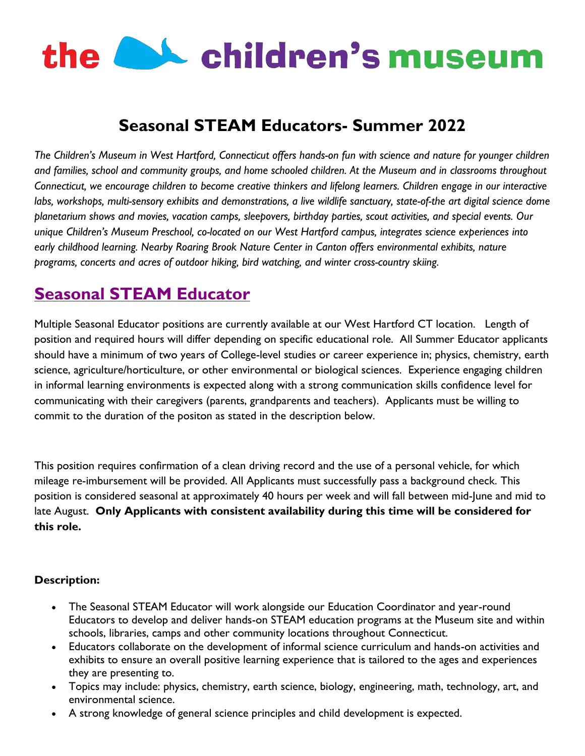# the children's museum

## Seasonal STEAM Educators- Summer 2022

*The Children's Museum in West Hartford, Connecticut offers hands-on fun with science and nature for younger children and families, school and community groups, and home schooled children. At the Museum and in classrooms throughout Connecticut, we encourage children to become creative thinkers and lifelong learners. Children engage in our interactive labs, workshops, multi-sensory exhibits and demonstrations, a live wildlife sanctuary, state-of-the art digital science dome planetarium shows and movies, vacation camps, sleepovers, birthday parties, scout activities, and special events. Our unique Children's Museum Preschool, co-located on our West Hartford campus, integrates science experiences into early childhood learning. Nearby Roaring Brook Nature Center in Canton offers environmental exhibits, nature programs, concerts and acres of outdoor hiking, bird watching, and winter cross-country skiing.*

## Seasonal STEAM Educator

Multiple Seasonal Educator positions are currently available at our West Hartford CT location. Length of position and required hours will differ depending on specific educational role. All Summer Educator applicants should have a minimum of two years of College-level studies or career experience in; physics, chemistry, earth science, agriculture/horticulture, or other environmental or biological sciences. Experience engaging children in informal learning environments is expected along with a strong communication skills confidence level for communicating with their caregivers (parents, grandparents and teachers). Applicants must be willing to commit to the duration of the positon as stated in the description below.

This position requires confirmation of a clean driving record and the use of a personal vehicle, for which mileage re-imbursement will be provided. All Applicants must successfully pass a background check. This position is considered seasonal at approximately 40 hours per week and will fall between mid-June and mid to late August. **Only Applicants with consistent availability during this time will be considered for this role.**

**Description:**

- The Seasonal STEAM Educator will work alongside our Education Coordinator and year-round Educators to develop and deliver hands-on STEAM education programs at the Museum site and within schools, libraries, camps and other community locations throughout Connecticut.
- Educators collaborate on the development of informal science curriculum and hands-on activities and exhibits to ensure an overall positive learning experience that is tailored to the ages and experiences they are presenting to.
- Topics may include: physics, chemistry, earth science, biology, engineering, math, technology, art, and environmental science.
- A strong knowledge of general science principles and child development is expected.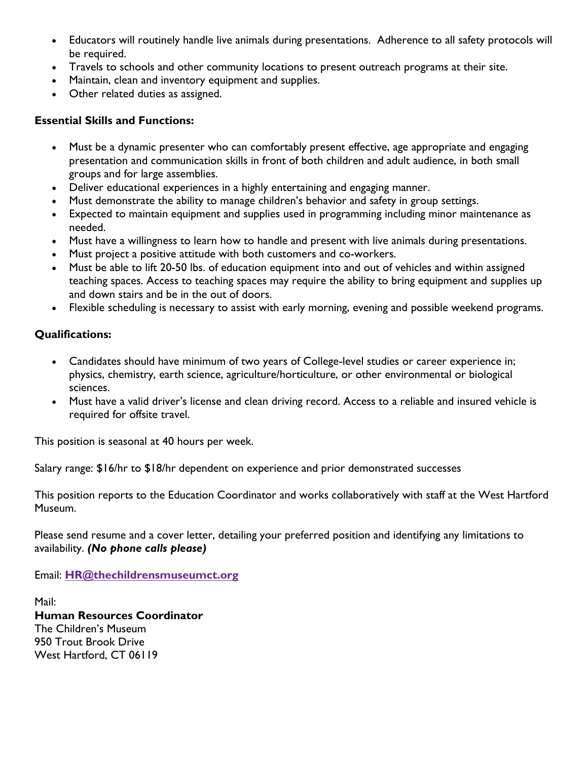- Educators will routinely handle live animals during presentations. Adherence to all safety protocols will be required.
- Travels to schools and other community locations to present outreach programs at their site.
- Maintain, clean and inventory equipment and supplies.
- Other related duties as assigned.

**Essential Skills and Functions:**

- Must be a dynamic presenter who can comfortably present effective, age appropriate and engaging presentation and communication skills in front of both children and adult audience, in both small groups and for large assemblies.
- Deliver educational experiences in a highly entertaining and engaging manner.
- Must demonstrate the ability to manage children's behavior and safety in group settings.
- Expected to maintain equipment and supplies used in programming including minor maintenance as needed.
- Must have a willingness to learn how to handle and present with live animals during presentations.
- Must project a positive attitude with both customers and co-workers.
- Must be able to lift 20-50 lbs. of education equipment into and out of vehicles and within assigned teaching spaces. Access to teaching spaces may require the ability to bring equipment and supplies up and down stairs and be in the out of doors.
- Flexible scheduling is necessary to assist with early morning, evening and possible weekend programs.

**Qualifications:**

- Candidates should have minimum of two years of College-level studies or career experience in; physics, chemistry, earth science, agriculture/horticulture, or other environmental or biological sciences.
- Must have a valid driver's license and clean driving record. Access to a reliable and insured vehicle is required for offsite travel.

This position is seasonal at 40 hours per week.

Salary range: $16/hr to $18/hr dependent on experience and prior demonstrated successes

This position reports to the Education Coordinator and works collaboratively with staff at the West Hartford Museum.

Please send resume and a cover letter, detailing your preferred position and identifying any limitations to availability. ***(No phone calls please)***

Email: **HR@thechildrensmuseumct.org**

Mail:
**Human Resources Coordinator**
The Children's Museum
950 Trout Brook Drive
West Hartford, CT 06119